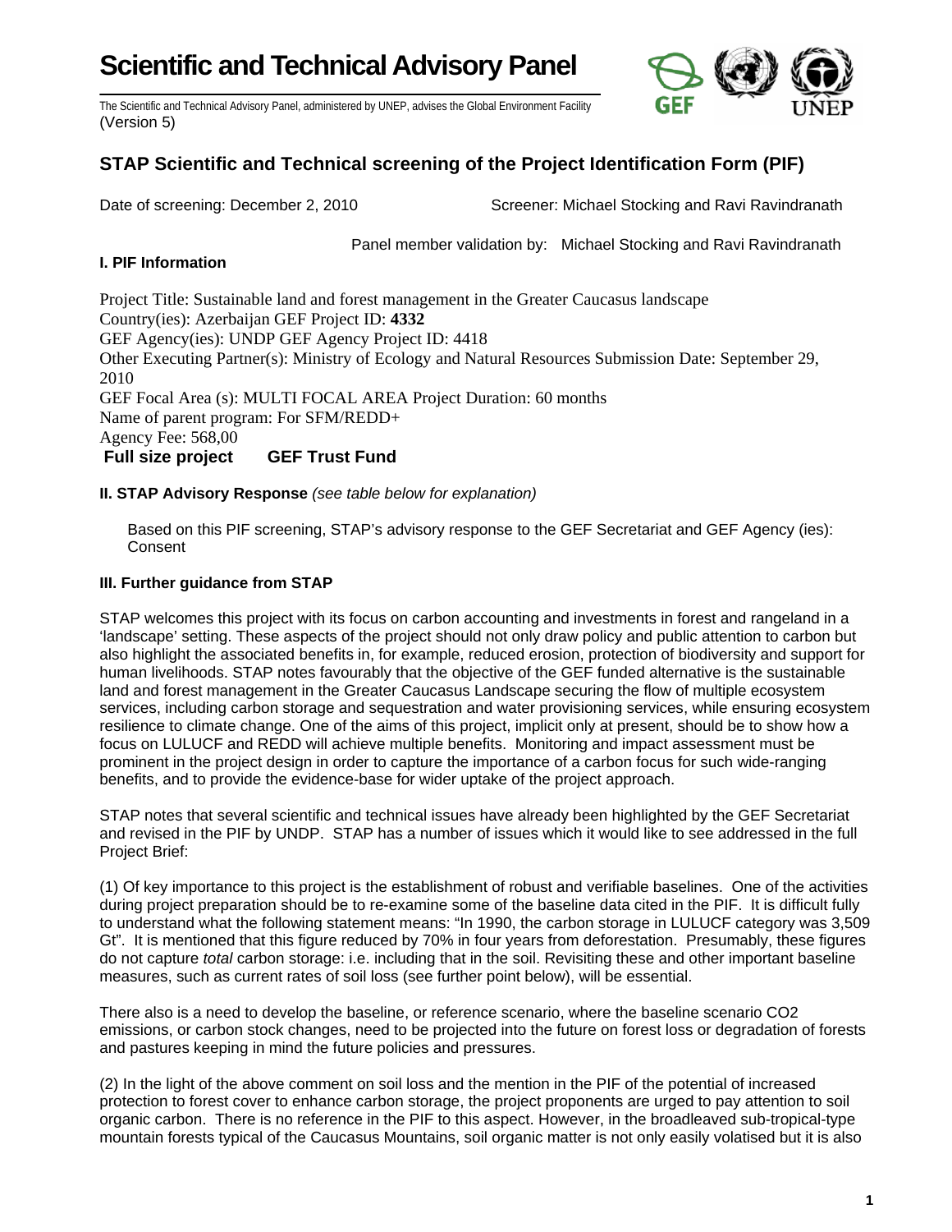# Scientific and Technical Advisory Panel

The Scientific and Technical Advisory Panel, administered by UNEP, advises the Global Environment Facility
(Version 5)

## STAP Scientific and Technical screening of the Project Identification Form (PIF)

Date of screening: December 2, 2010 Screener: Michael Stocking and Ravi Ravindranath

Panel member validation by: Michael Stocking and Ravi Ravindranath

### I. PIF Information

Project Title: Sustainable land and forest management in the Greater Caucasus landscape
Country(ies): Azerbaijan GEF Project ID: **4332**
GEF Agency(ies): UNDP GEF Agency Project ID: 4418
Other Executing Partner(s): Ministry of Ecology and Natural Resources Submission Date: September 29, 2010
GEF Focal Area (s): MULTI FOCAL AREA Project Duration: 60 months
Name of parent program: For SFM/REDD+
Agency Fee: 568,00
**Full size project GEF Trust Fund**

### II. STAP Advisory Response *(see table below for explanation)*

Based on this PIF screening, STAP's advisory response to the GEF Secretariat and GEF Agency (ies): Consent

### III. Further guidance from STAP

STAP welcomes this project with its focus on carbon accounting and investments in forest and rangeland in a 'landscape' setting. These aspects of the project should not only draw policy and public attention to carbon but also highlight the associated benefits in, for example, reduced erosion, protection of biodiversity and support for human livelihoods. STAP notes favourably that the objective of the GEF funded alternative is the sustainable land and forest management in the Greater Caucasus Landscape securing the flow of multiple ecosystem services, including carbon storage and sequestration and water provisioning services, while ensuring ecosystem resilience to climate change. One of the aims of this project, implicit only at present, should be to show how a focus on LULUCF and REDD will achieve multiple benefits. Monitoring and impact assessment must be prominent in the project design in order to capture the importance of a carbon focus for such wide-ranging benefits, and to provide the evidence-base for wider uptake of the project approach.

STAP notes that several scientific and technical issues have already been highlighted by the GEF Secretariat and revised in the PIF by UNDP. STAP has a number of issues which it would like to see addressed in the full Project Brief:

(1) Of key importance to this project is the establishment of robust and verifiable baselines. One of the activities during project preparation should be to re-examine some of the baseline data cited in the PIF. It is difficult fully to understand what the following statement means: "In 1990, the carbon storage in LULUCF category was 3,509 Gt". It is mentioned that this figure reduced by 70% in four years from deforestation. Presumably, these figures do not capture *total* carbon storage: i.e. including that in the soil. Revisiting these and other important baseline measures, such as current rates of soil loss (see further point below), will be essential.

There also is a need to develop the baseline, or reference scenario, where the baseline scenario $CO_2$ emissions, or carbon stock changes, need to be projected into the future on forest loss or degradation of forests and pastures keeping in mind the future policies and pressures.

(2) In the light of the above comment on soil loss and the mention in the PIF of the potential of increased protection to forest cover to enhance carbon storage, the project proponents are urged to pay attention to soil organic carbon. There is no reference in the PIF to this aspect. However, in the broadleaved sub-tropical-type mountain forests typical of the Caucasus Mountains, soil organic matter is not only easily volatised but it is also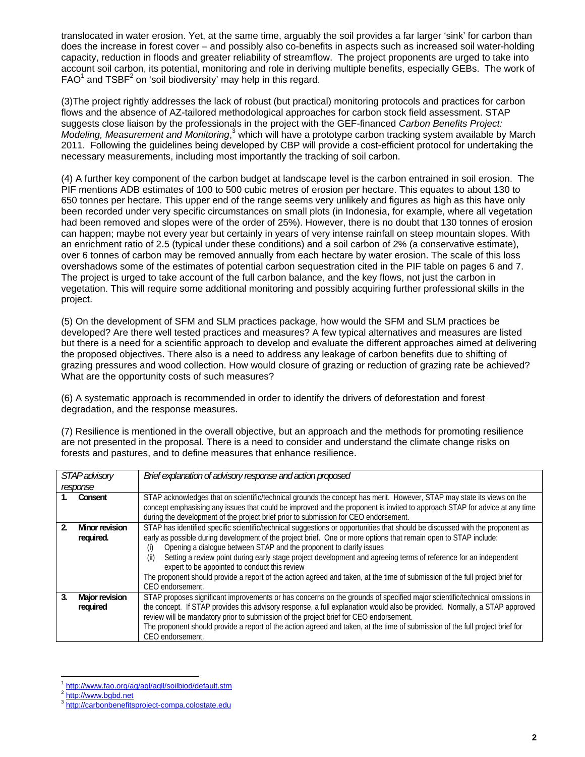translocated in water erosion. Yet, at the same time, arguably the soil provides a far larger 'sink' for carbon than does the increase in forest cover – and possibly also co-benefits in aspects such as increased soil water-holding capacity, reduction in floods and greater reliability of streamflow. The project proponents are urged to take into account soil carbon, its potential, monitoring and role in deriving multiple benefits, especially GEBs. The work of FAO[1] and TSBF[2] on 'soil biodiversity' may help in this regard.

(3)The project rightly addresses the lack of robust (but practical) monitoring protocols and practices for carbon flows and the absence of AZ-tailored methodological approaches for carbon stock field assessment. STAP suggests close liaison by the professionals in the project with the GEF-financed *Carbon Benefits Project: Modeling, Measurement and Monitoring*,[3] which will have a prototype carbon tracking system available by March 2011. Following the guidelines being developed by CBP will provide a cost-efficient protocol for undertaking the necessary measurements, including most importantly the tracking of soil carbon.

(4) A further key component of the carbon budget at landscape level is the carbon entrained in soil erosion. The PIF mentions ADB estimates of 100 to 500 cubic metres of erosion per hectare. This equates to about 130 to 650 tonnes per hectare. This upper end of the range seems very unlikely and figures as high as this have only been recorded under very specific circumstances on small plots (in Indonesia, for example, where all vegetation had been removed and slopes were of the order of 25%). However, there is no doubt that 130 tonnes of erosion can happen; maybe not every year but certainly in years of very intense rainfall on steep mountain slopes. With an enrichment ratio of 2.5 (typical under these conditions) and a soil carbon of 2% (a conservative estimate), over 6 tonnes of carbon may be removed annually from each hectare by water erosion. The scale of this loss overshadows some of the estimates of potential carbon sequestration cited in the PIF table on pages 6 and 7. The project is urged to take account of the full carbon balance, and the key flows, not just the carbon in vegetation. This will require some additional monitoring and possibly acquiring further professional skills in the project.

(5) On the development of SFM and SLM practices package, how would the SFM and SLM practices be developed? Are there well tested practices and measures? A few typical alternatives and measures are listed but there is a need for a scientific approach to develop and evaluate the different approaches aimed at delivering the proposed objectives. There also is a need to address any leakage of carbon benefits due to shifting of grazing pressures and wood collection. How would closure of grazing or reduction of grazing rate be achieved? What are the opportunity costs of such measures?

(6) A systematic approach is recommended in order to identify the drivers of deforestation and forest degradation, and the response measures.

(7) Resilience is mentioned in the overall objective, but an approach and the methods for promoting resilience are not presented in the proposal. There is a need to consider and understand the climate change risks on forests and pastures, and to define measures that enhance resilience.

| *STAP advisory response* | *Brief explanation of advisory response and action proposed* |
|---|---|
| **1. Consent** | STAP acknowledges that on scientific/technical grounds the concept has merit. However, STAP may state its views on the concept emphasising any issues that could be improved and the proponent is invited to approach STAP for advice at any time during the development of the project brief prior to submission for CEO endorsement. |
| **2. Minor revision required.** | STAP has identified specific scientific/technical suggestions or opportunities that should be discussed with the proponent as early as possible during development of the project brief. One or more options that remain open to STAP include: (i) Opening a dialogue between STAP and the proponent to clarify issues (ii) Setting a review point during early stage project development and agreeing terms of reference for an independent expert to be appointed to conduct this review. The proponent should provide a report of the action agreed and taken, at the time of submission of the full project brief for CEO endorsement. |
| **3. Major revision required** | STAP proposes significant improvements or has concerns on the grounds of specified major scientific/technical omissions in the concept. If STAP provides this advisory response, a full explanation would also be provided. Normally, a STAP approved review will be mandatory prior to submission of the project brief for CEO endorsement. The proponent should provide a report of the action agreed and taken, at the time of submission of the full project brief for CEO endorsement. |

[1] http://www.fao.org/ag/agl/agll/soilbiod/default.stm
[2] http://www.bgbd.net
[3] http://carbonbenefitsproject-compa.colostate.edu